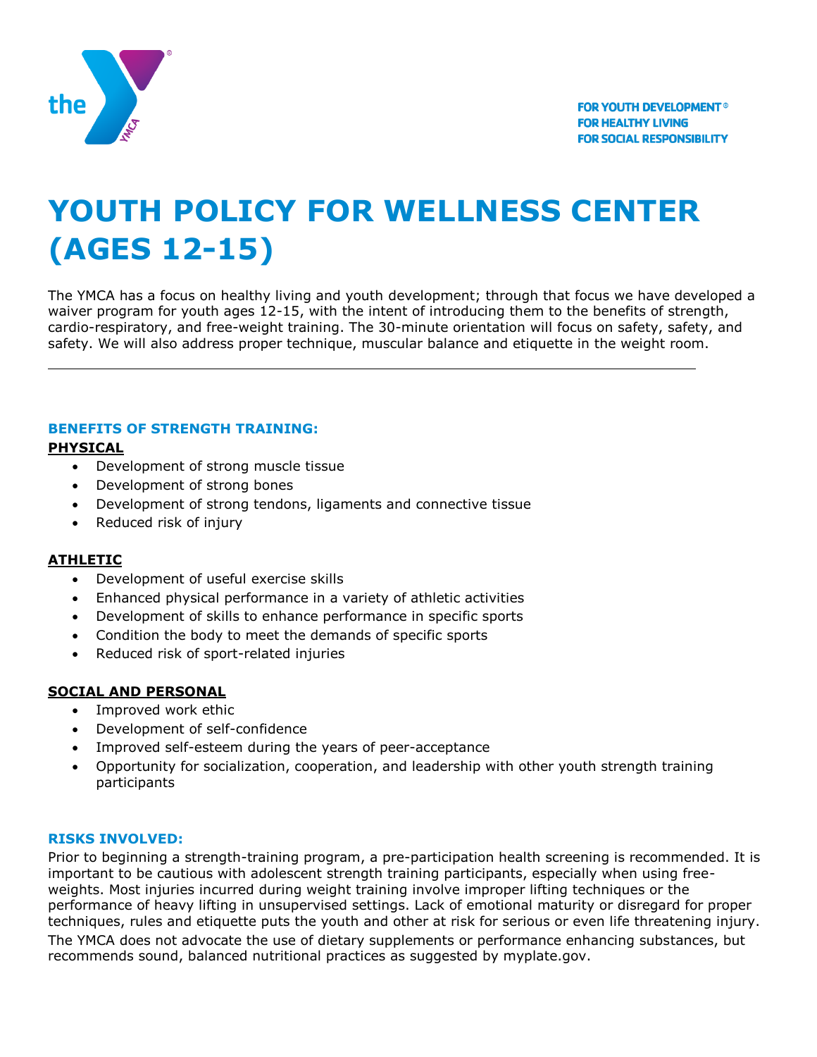the YMCA

FOR YOUTH DEVELOPMENT®
FOR HEALTHY LIVING
FOR SOCIAL RESPONSIBILITY

# YOUTH POLICY FOR WELLNESS CENTER (AGES 12-15)

The YMCA has a focus on healthy living and youth development; through that focus we have developed a waiver program for youth ages 12-15, with the intent of introducing them to the benefits of strength, cardio-respiratory, and free-weight training. The 30-minute orientation will focus on safety, safety, and safety. We will also address proper technique, muscular balance and etiquette in the weight room.

---

## BENEFITS OF STRENGTH TRAINING:

**PHYSICAL**

- Development of strong muscle tissue
- Development of strong bones
- Development of strong tendons, ligaments and connective tissue
- Reduced risk of injury

**ATHLETIC**

- Development of useful exercise skills
- Enhanced physical performance in a variety of athletic activities
- Development of skills to enhance performance in specific sports
- Condition the body to meet the demands of specific sports
- Reduced risk of sport-related injuries

**SOCIAL AND PERSONAL**

- Improved work ethic
- Development of self-confidence
- Improved self-esteem during the years of peer-acceptance
- Opportunity for socialization, cooperation, and leadership with other youth strength training participants

## RISKS INVOLVED:

Prior to beginning a strength-training program, a pre-participation health screening is recommended. It is important to be cautious with adolescent strength training participants, especially when using free-weights. Most injuries incurred during weight training involve improper lifting techniques or the performance of heavy lifting in unsupervised settings. Lack of emotional maturity or disregard for proper techniques, rules and etiquette puts the youth and other at risk for serious or even life threatening injury.

The YMCA does not advocate the use of dietary supplements or performance enhancing substances, but recommends sound, balanced nutritional practices as suggested by myplate.gov.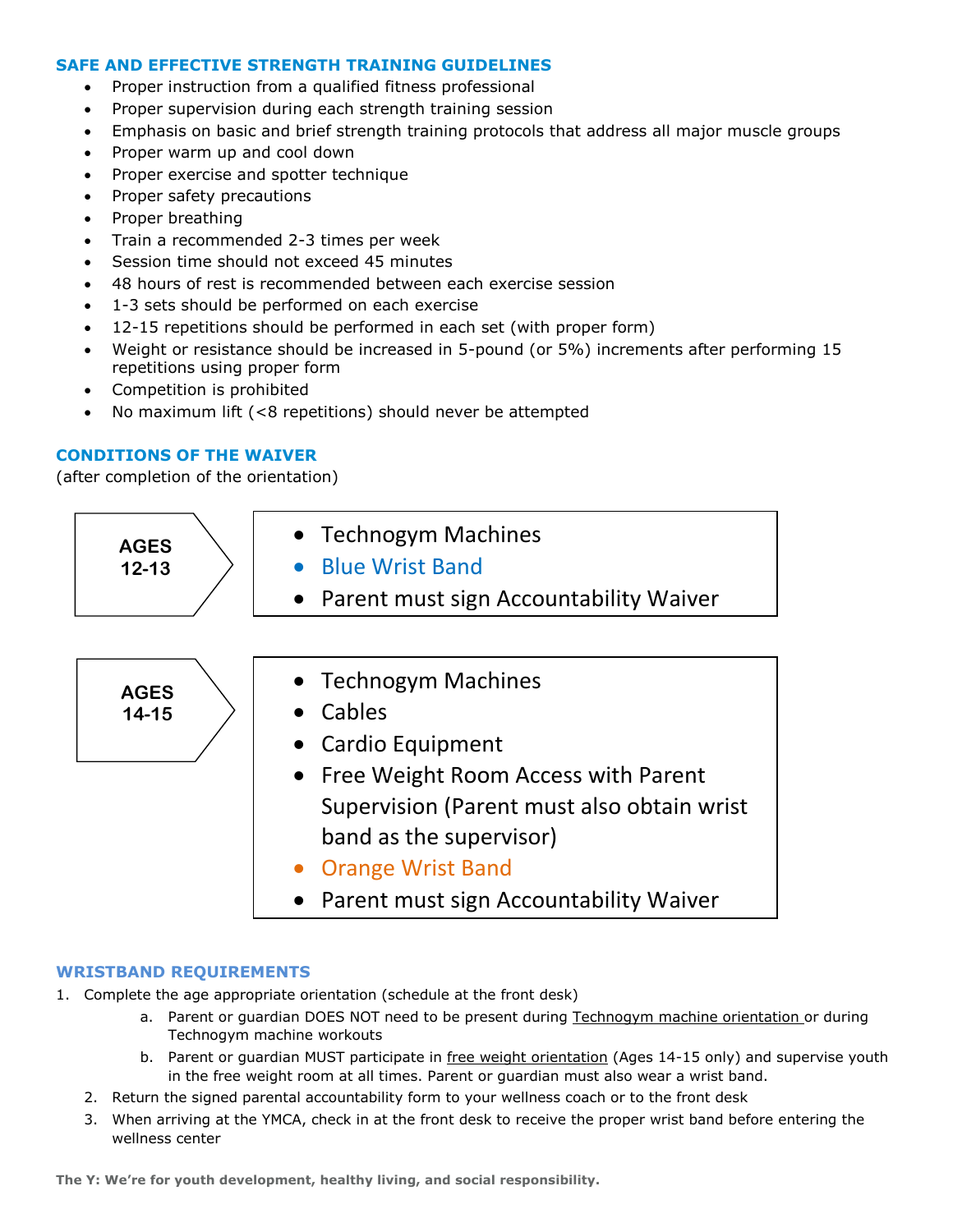## SAFE AND EFFECTIVE STRENGTH TRAINING GUIDELINES

- Proper instruction from a qualified fitness professional
- Proper supervision during each strength training session
- Emphasis on basic and brief strength training protocols that address all major muscle groups
- Proper warm up and cool down
- Proper exercise and spotter technique
- Proper safety precautions
- Proper breathing
- Train a recommended 2-3 times per week
- Session time should not exceed 45 minutes
- 48 hours of rest is recommended between each exercise session
- 1-3 sets should be performed on each exercise
- 12-15 repetitions should be performed in each set (with proper form)
- Weight or resistance should be increased in 5-pound (or 5%) increments after performing 15 repetitions using proper form
- Competition is prohibited
- No maximum lift (<8 repetitions) should never be attempted

## CONDITIONS OF THE WAIVER

(after completion of the orientation)

**AGES 12-13**

- Technogym Machines
- Blue Wrist Band
- Parent must sign Accountability Waiver

**AGES 14-15**

- Technogym Machines
- Cables
- Cardio Equipment
- Free Weight Room Access with Parent Supervision (Parent must also obtain wrist band as the supervisor)
- Orange Wrist Band
- Parent must sign Accountability Waiver

## WRISTBAND REQUIREMENTS

1. Complete the age appropriate orientation (schedule at the front desk)
   a. Parent or guardian DOES NOT need to be present during Technogym machine orientation or during Technogym machine workouts
   b. Parent or guardian MUST participate in free weight orientation (Ages 14-15 only) and supervise youth in the free weight room at all times. Parent or guardian must also wear a wrist band.
2. Return the signed parental accountability form to your wellness coach or to the front desk
3. When arriving at the YMCA, check in at the front desk to receive the proper wrist band before entering the wellness center

**The Y: We're for youth development, healthy living, and social responsibility.**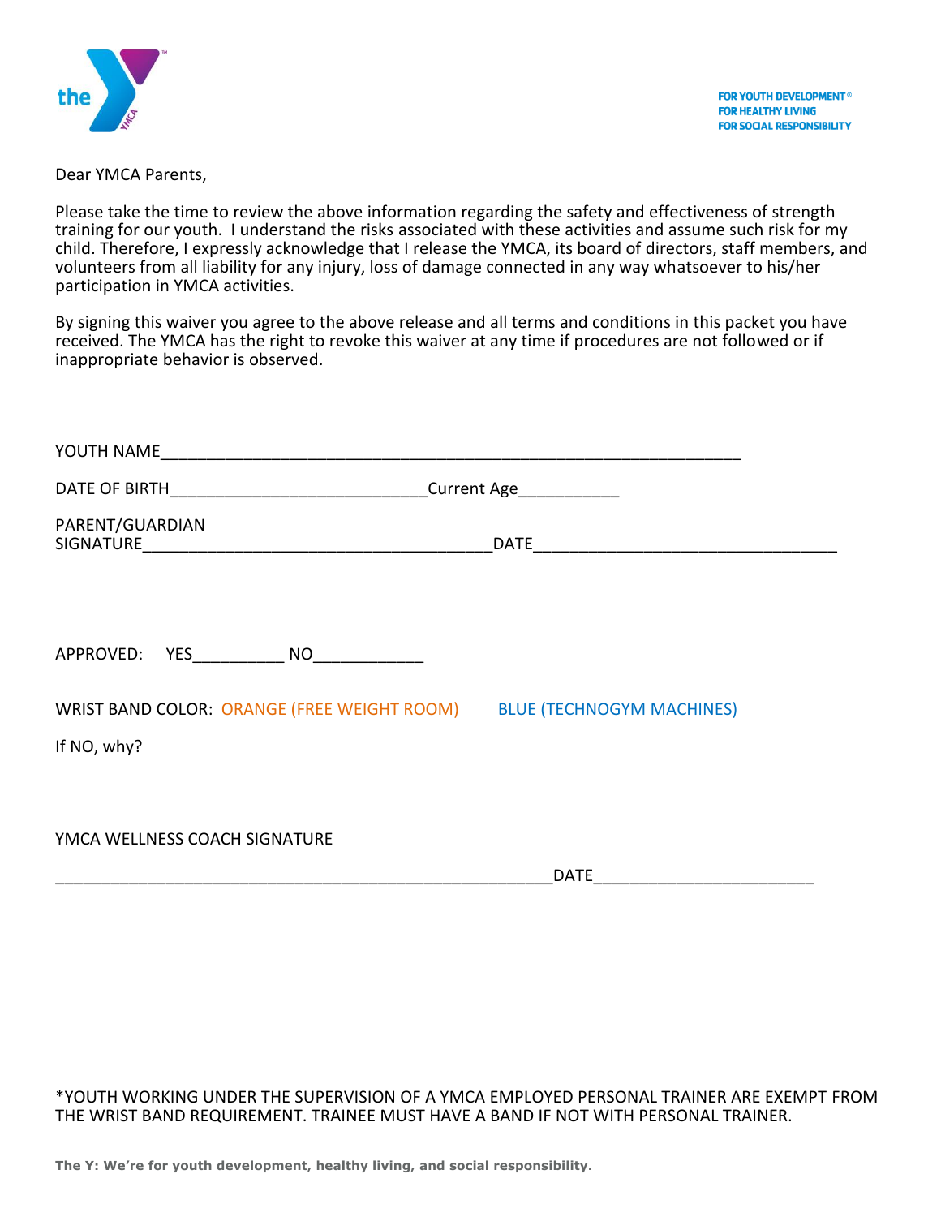FOR YOUTH DEVELOPMENT®
FOR HEALTHY LIVING
FOR SOCIAL RESPONSIBILITY

Dear YMCA Parents,

Please take the time to review the above information regarding the safety and effectiveness of strength training for our youth. I understand the risks associated with these activities and assume such risk for my child. Therefore, I expressly acknowledge that I release the YMCA, its board of directors, staff members, and volunteers from all liability for any injury, loss of damage connected in any way whatsoever to his/her participation in YMCA activities.

By signing this waiver you agree to the above release and all terms and conditions in this packet you have received. The YMCA has the right to revoke this waiver at any time if procedures are not followed or if inappropriate behavior is observed.

YOUTH NAME_________________________________________________________________

DATE OF BIRTH____________________________Current Age___________

PARENT/GUARDIAN
SIGNATURE_______________________________________DATE__________________________________

APPROVED: YES__________ NO____________

WRIST BAND COLOR: ORANGE (FREE WEIGHT ROOM) BLUE (TECHNOGYM MACHINES)

If NO, why?

YMCA WELLNESS COACH SIGNATURE

________________________________________________________DATE________________________

*YOUTH WORKING UNDER THE SUPERVISION OF A YMCA EMPLOYED PERSONAL TRAINER ARE EXEMPT FROM THE WRIST BAND REQUIREMENT. TRAINEE MUST HAVE A BAND IF NOT WITH PERSONAL TRAINER.

**The Y: We're for youth development, healthy living, and social responsibility.**